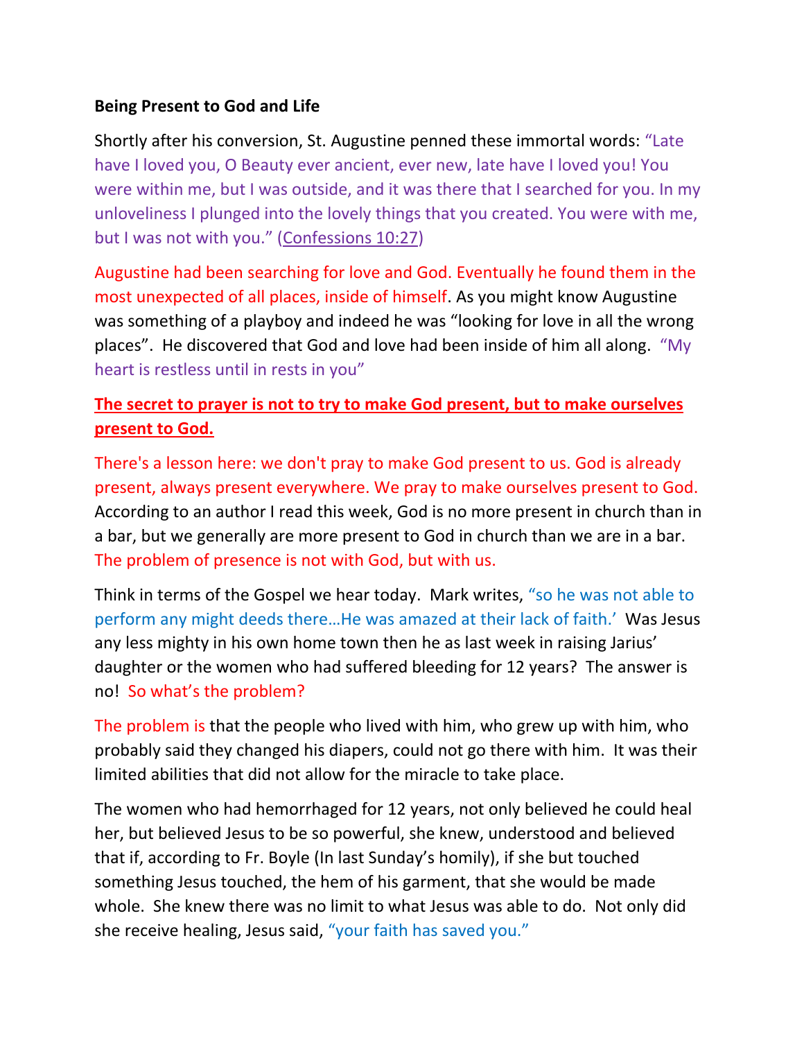**Being Present to God and Life**

Shortly after his conversion, St. Augustine penned these immortal words: "Late have I loved you, O Beauty ever ancient, ever new, late have I loved you! You were within me, but I was outside, and it was there that I searched for you. In my unloveliness I plunged into the lovely things that you created. You were with me, but I was not with you." (Confessions 10:27)

Augustine had been searching for love and God. Eventually he found them in the most unexpected of all places, inside of himself. As you might know Augustine was something of a playboy and indeed he was "looking for love in all the wrong places". He discovered that God and love had been inside of him all along. "My heart is restless until in rests in you"

**The secret to prayer is not to try to make God present, but to make ourselves present to God.**

There's a lesson here: we don't pray to make God present to us. God is already present, always present everywhere. We pray to make ourselves present to God. According to an author I read this week, God is no more present in church than in a bar, but we generally are more present to God in church than we are in a bar. The problem of presence is not with God, but with us.

Think in terms of the Gospel we hear today. Mark writes, "so he was not able to perform any might deeds there…He was amazed at their lack of faith.' Was Jesus any less mighty in his own home town then he as last week in raising Jarius' daughter or the women who had suffered bleeding for 12 years? The answer is no! So what's the problem?

The problem is that the people who lived with him, who grew up with him, who probably said they changed his diapers, could not go there with him. It was their limited abilities that did not allow for the miracle to take place.

The women who had hemorrhaged for 12 years, not only believed he could heal her, but believed Jesus to be so powerful, she knew, understood and believed that if, according to Fr. Boyle (In last Sunday's homily), if she but touched something Jesus touched, the hem of his garment, that she would be made whole. She knew there was no limit to what Jesus was able to do. Not only did she receive healing, Jesus said, "your faith has saved you."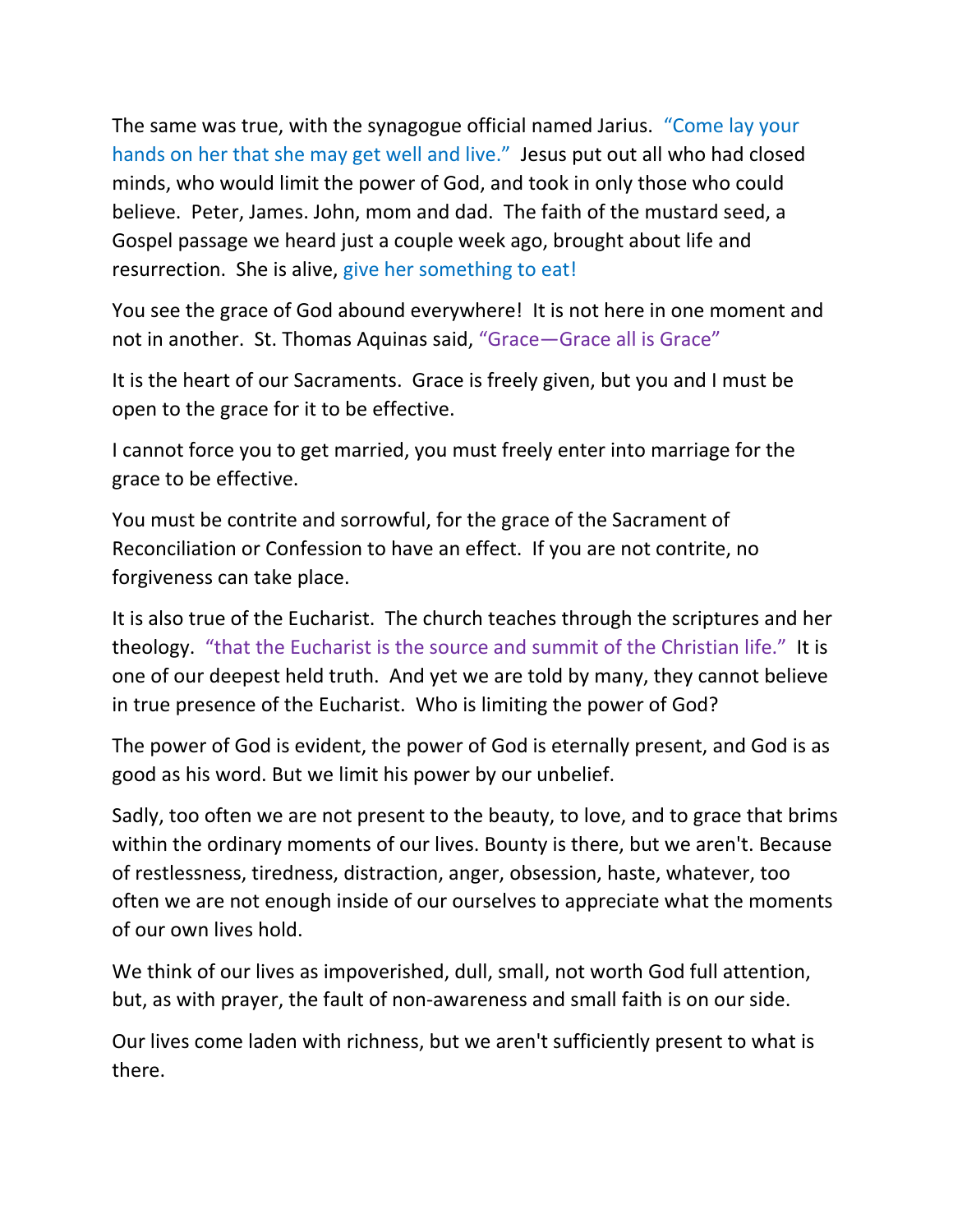The same was true, with the synagogue official named Jarius. "Come lay your hands on her that she may get well and live." Jesus put out all who had closed minds, who would limit the power of God, and took in only those who could believe. Peter, James. John, mom and dad. The faith of the mustard seed, a Gospel passage we heard just a couple week ago, brought about life and resurrection. She is alive, give her something to eat!

You see the grace of God abound everywhere! It is not here in one moment and not in another. St. Thomas Aquinas said, "Grace—Grace all is Grace"

It is the heart of our Sacraments. Grace is freely given, but you and I must be open to the grace for it to be effective.

I cannot force you to get married, you must freely enter into marriage for the grace to be effective.

You must be contrite and sorrowful, for the grace of the Sacrament of Reconciliation or Confession to have an effect. If you are not contrite, no forgiveness can take place.

It is also true of the Eucharist. The church teaches through the scriptures and her theology. "that the Eucharist is the source and summit of the Christian life." It is one of our deepest held truth. And yet we are told by many, they cannot believe in true presence of the Eucharist. Who is limiting the power of God?

The power of God is evident, the power of God is eternally present, and God is as good as his word. But we limit his power by our unbelief.

Sadly, too often we are not present to the beauty, to love, and to grace that brims within the ordinary moments of our lives. Bounty is there, but we aren't. Because of restlessness, tiredness, distraction, anger, obsession, haste, whatever, too often we are not enough inside of our ourselves to appreciate what the moments of our own lives hold.

We think of our lives as impoverished, dull, small, not worth God full attention, but, as with prayer, the fault of non-awareness and small faith is on our side.

Our lives come laden with richness, but we aren't sufficiently present to what is there.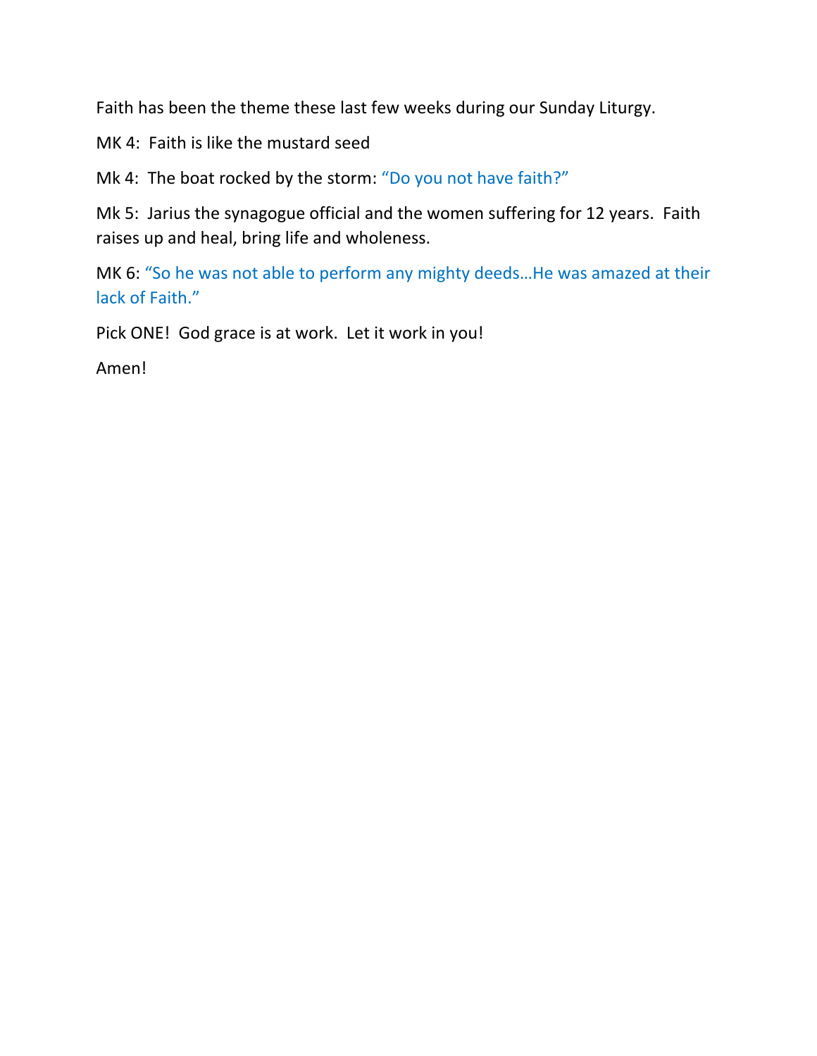Faith has been the theme these last few weeks during our Sunday Liturgy.

MK 4: Faith is like the mustard seed

Mk 4: The boat rocked by the storm: “Do you not have faith?”

Mk 5: Jarius the synagogue official and the women suffering for 12 years. Faith raises up and heal, bring life and wholeness.

MK 6: “So he was not able to perform any mighty deeds…He was amazed at their lack of Faith.”

Pick ONE! God grace is at work. Let it work in you!

Amen!